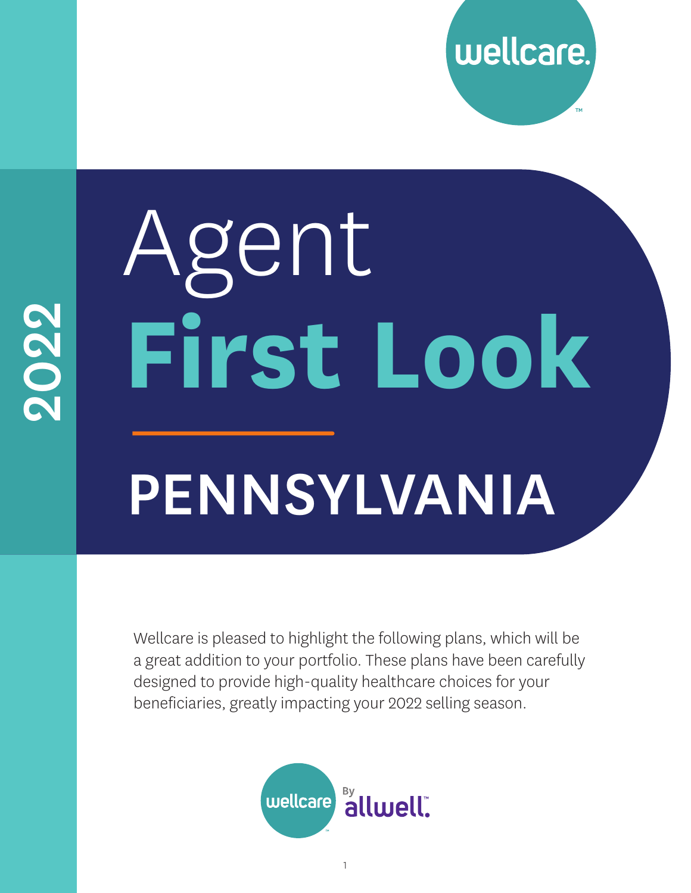wellcare.

2022

# Agent First Look

## PENNSYLVANIA

Wellcare is pleased to highlight the following plans, which will be a great addition to your portfolio. These plans have been carefully designed to provide high-quality healthcare choices for your beneficiaries, greatly impacting your 2022 selling season.

wellcare By allwell.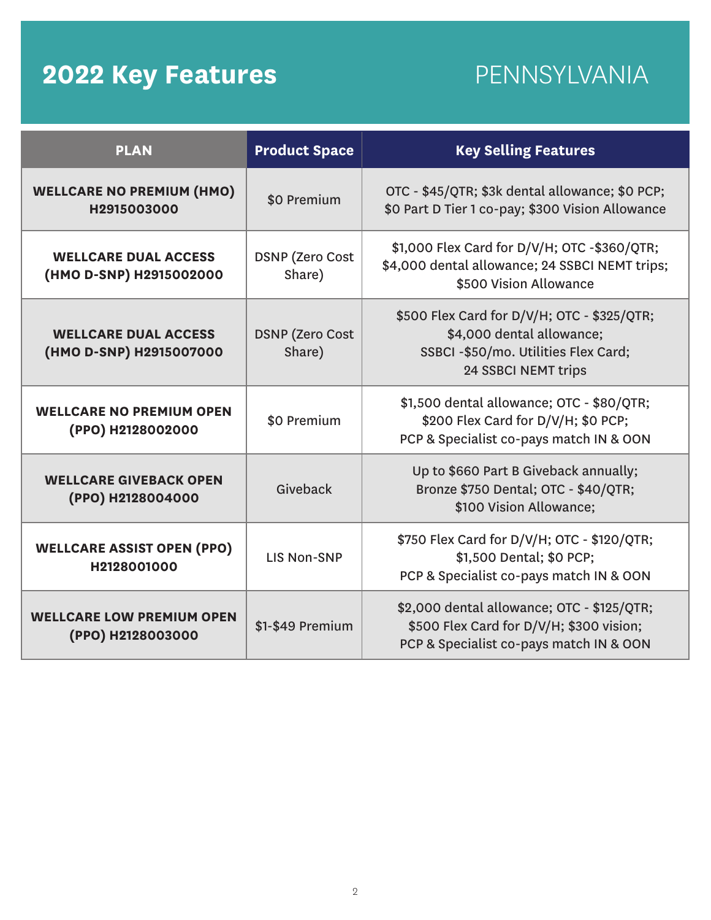# 2022 Key Features

## PENNSYLVANIA

| PLAN | Product Space | Key Selling Features |
|---|---|---|
| **WELLCARE NO PREMIUM (HMO) H2915003000** | $0 Premium | OTC - $45/QTR; $3k dental allowance; $0 PCP; $0 Part D Tier 1 co-pay; $300 Vision Allowance |
| **WELLCARE DUAL ACCESS (HMO D-SNP) H2915002000** | DSNP (Zero Cost Share) | $1,000 Flex Card for D/V/H; OTC -$360/QTR; $4,000 dental allowance; 24 SSBCI NEMT trips; $500 Vision Allowance |
| **WELLCARE DUAL ACCESS (HMO D-SNP) H2915007000** | DSNP (Zero Cost Share) | $500 Flex Card for D/V/H; OTC - $325/QTR; $4,000 dental allowance; SSBCI -$50/mo. Utilities Flex Card; 24 SSBCI NEMT trips |
| **WELLCARE NO PREMIUM OPEN (PPO) H2128002000** | $0 Premium | $1,500 dental allowance; OTC - $80/QTR; $200 Flex Card for D/V/H; $0 PCP; PCP & Specialist co-pays match IN & OON |
| **WELLCARE GIVEBACK OPEN (PPO) H2128004000** | Giveback | Up to $660 Part B Giveback annually; Bronze $750 Dental; OTC - $40/QTR; $100 Vision Allowance; |
| **WELLCARE ASSIST OPEN (PPO) H2128001000** | LIS Non-SNP | $750 Flex Card for D/V/H; OTC - $120/QTR; $1,500 Dental; $0 PCP; PCP & Specialist co-pays match IN & OON |
| **WELLCARE LOW PREMIUM OPEN (PPO) H2128003000** | $1-$49 Premium | $2,000 dental allowance; OTC - $125/QTR; $500 Flex Card for D/V/H; $300 vision; PCP & Specialist co-pays match IN & OON |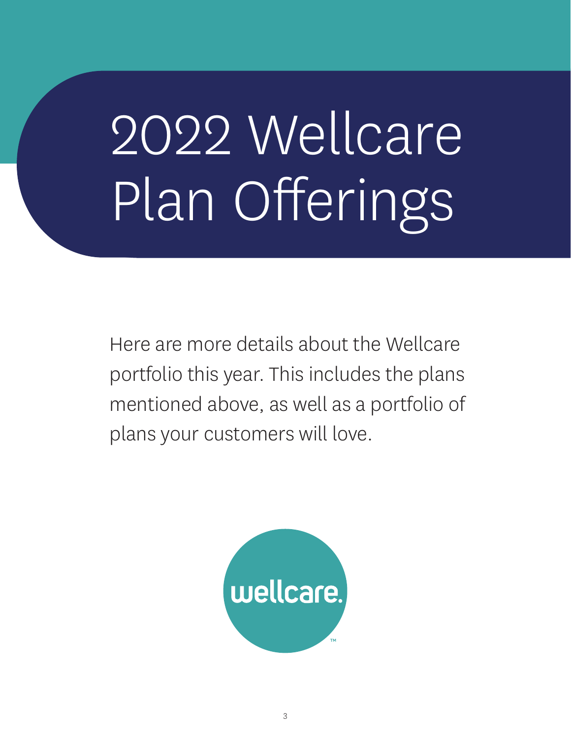# 2022 Wellcare Plan Offerings

Here are more details about the Wellcare portfolio this year. This includes the plans mentioned above, as well as a portfolio of plans your customers will love.

wellcare.™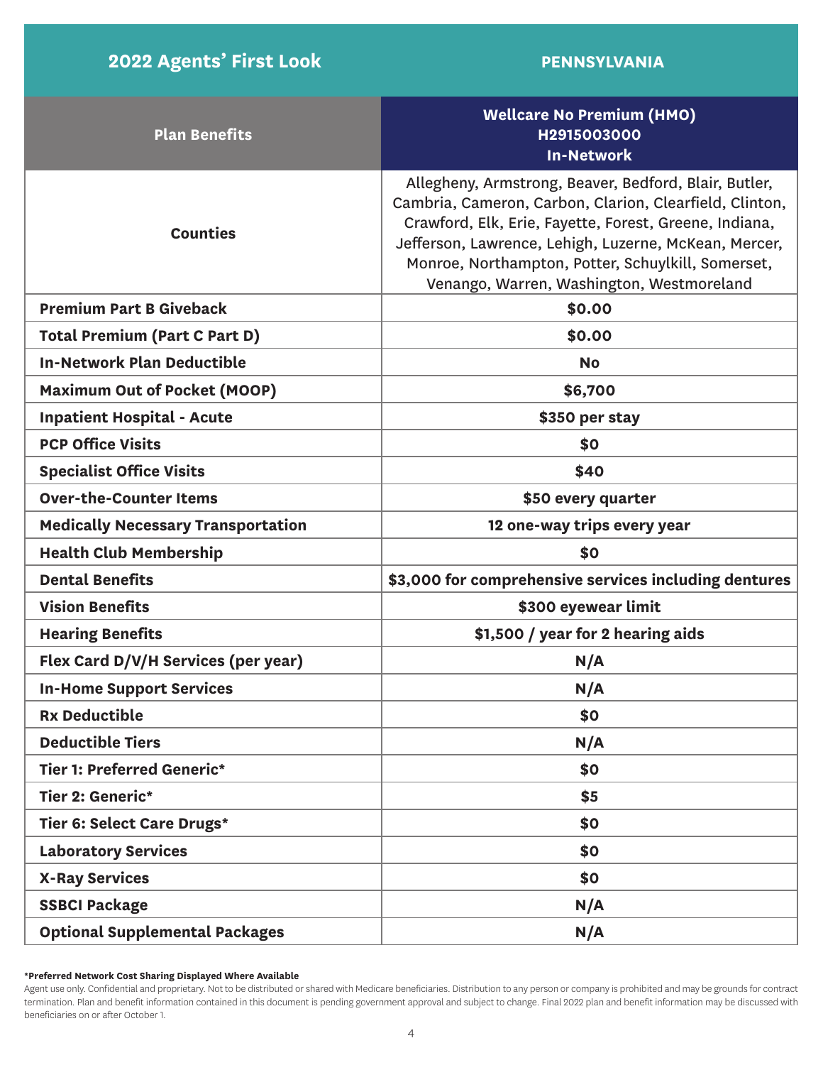| 2022 Agents' First Look | PENNSYLVANIA |
|---|---|
| **Plan Benefits** | **Wellcare No Premium (HMO) H2915003000 In-Network** |
| **Counties** | Allegheny, Armstrong, Beaver, Bedford, Blair, Butler, Cambria, Cameron, Carbon, Clarion, Clearfield, Clinton, Crawford, Elk, Erie, Fayette, Forest, Greene, Indiana, Jefferson, Lawrence, Lehigh, Luzerne, McKean, Mercer, Monroe, Northampton, Potter, Schuylkill, Somerset, Venango, Warren, Washington, Westmoreland |
| **Premium Part B Giveback** | $0.00 |
| **Total Premium (Part C Part D)** | $0.00 |
| **In-Network Plan Deductible** | No |
| **Maximum Out of Pocket (MOOP)** | $6,700 |
| **Inpatient Hospital - Acute** | $350 per stay |
| **PCP Office Visits** | $0 |
| **Specialist Office Visits** | $40 |
| **Over-the-Counter Items** | $50 every quarter |
| **Medically Necessary Transportation** | 12 one-way trips every year |
| **Health Club Membership** | $0 |
| **Dental Benefits** | $3,000 for comprehensive services including dentures |
| **Vision Benefits** | $300 eyewear limit |
| **Hearing Benefits** | $1,500 / year for 2 hearing aids |
| **Flex Card D/V/H Services (per year)** | N/A |
| **In-Home Support Services** | N/A |
| **Rx Deductible** | $0 |
| **Deductible Tiers** | N/A |
| **Tier 1: Preferred Generic*** | $0 |
| **Tier 2: Generic*** | $5 |
| **Tier 6: Select Care Drugs*** | $0 |
| **Laboratory Services** | $0 |
| **X-Ray Services** | $0 |
| **SSBCI Package** | N/A |
| **Optional Supplemental Packages** | N/A |

**\*Preferred Network Cost Sharing Displayed Where Available**

Agent use only. Confidential and proprietary. Not to be distributed or shared with Medicare beneficiaries. Distribution to any person or company is prohibited and may be grounds for contract termination. Plan and benefit information contained in this document is pending government approval and subject to change. Final 2022 plan and benefit information may be discussed with beneficiaries on or after October 1.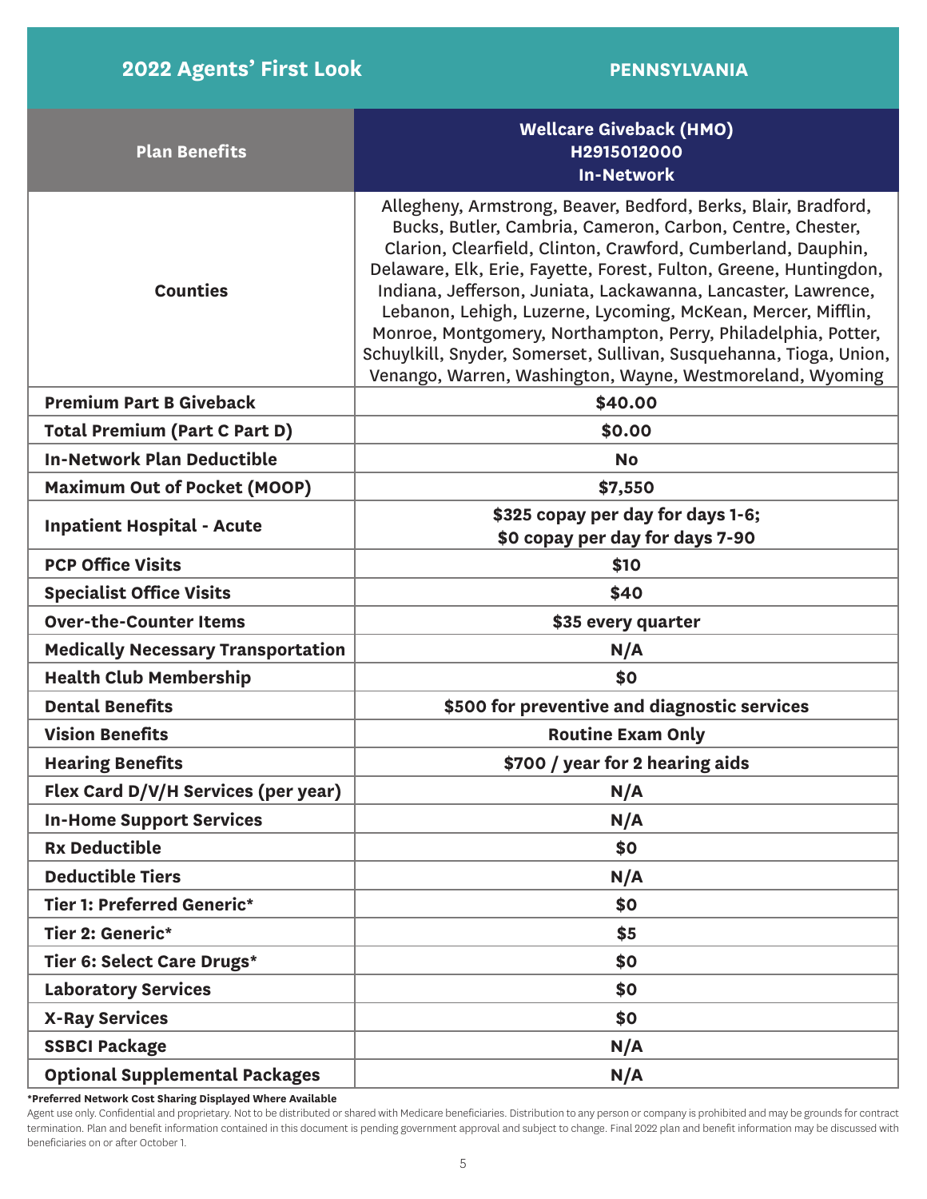## 2022 Agents' First Look

**PENNSYLVANIA**

| Plan Benefits | Wellcare Giveback (HMO) H2915012000 In-Network |
|---|---|
| **Counties** | Allegheny, Armstrong, Beaver, Bedford, Berks, Blair, Bradford, Bucks, Butler, Cambria, Cameron, Carbon, Centre, Chester, Clarion, Clearfield, Clinton, Crawford, Cumberland, Dauphin, Delaware, Elk, Erie, Fayette, Forest, Fulton, Greene, Huntingdon, Indiana, Jefferson, Juniata, Lackawanna, Lancaster, Lawrence, Lebanon, Lehigh, Luzerne, Lycoming, McKean, Mercer, Mifflin, Monroe, Montgomery, Northampton, Perry, Philadelphia, Potter, Schuylkill, Snyder, Somerset, Sullivan, Susquehanna, Tioga, Union, Venango, Warren, Washington, Wayne, Westmoreland, Wyoming |
| **Premium Part B Giveback** | **$40.00** |
| **Total Premium (Part C Part D)** | **$0.00** |
| **In-Network Plan Deductible** | **No** |
| **Maximum Out of Pocket (MOOP)** | **$7,550** |
| **Inpatient Hospital - Acute** | **$325 copay per day for days 1-6; $0 copay per day for days 7-90** |
| **PCP Office Visits** | **$10** |
| **Specialist Office Visits** | **$40** |
| **Over-the-Counter Items** | **$35 every quarter** |
| **Medically Necessary Transportation** | **N/A** |
| **Health Club Membership** | **$0** |
| **Dental Benefits** | **$500 for preventive and diagnostic services** |
| **Vision Benefits** | **Routine Exam Only** |
| **Hearing Benefits** | **$700 / year for 2 hearing aids** |
| **Flex Card D/V/H Services (per year)** | **N/A** |
| **In-Home Support Services** | **N/A** |
| **Rx Deductible** | **$0** |
| **Deductible Tiers** | **N/A** |
| **Tier 1: Preferred Generic*** | **$0** |
| **Tier 2: Generic*** | **$5** |
| **Tier 6: Select Care Drugs*** | **$0** |
| **Laboratory Services** | **$0** |
| **X-Ray Services** | **$0** |
| **SSBCI Package** | **N/A** |
| **Optional Supplemental Packages** | **N/A** |

***Preferred Network Cost Sharing Displayed Where Available**

Agent use only. Confidential and proprietary. Not to be distributed or shared with Medicare beneficiaries. Distribution to any person or company is prohibited and may be grounds for contract termination. Plan and benefit information contained in this document is pending government approval and subject to change. Final 2022 plan and benefit information may be discussed with beneficiaries on or after October 1.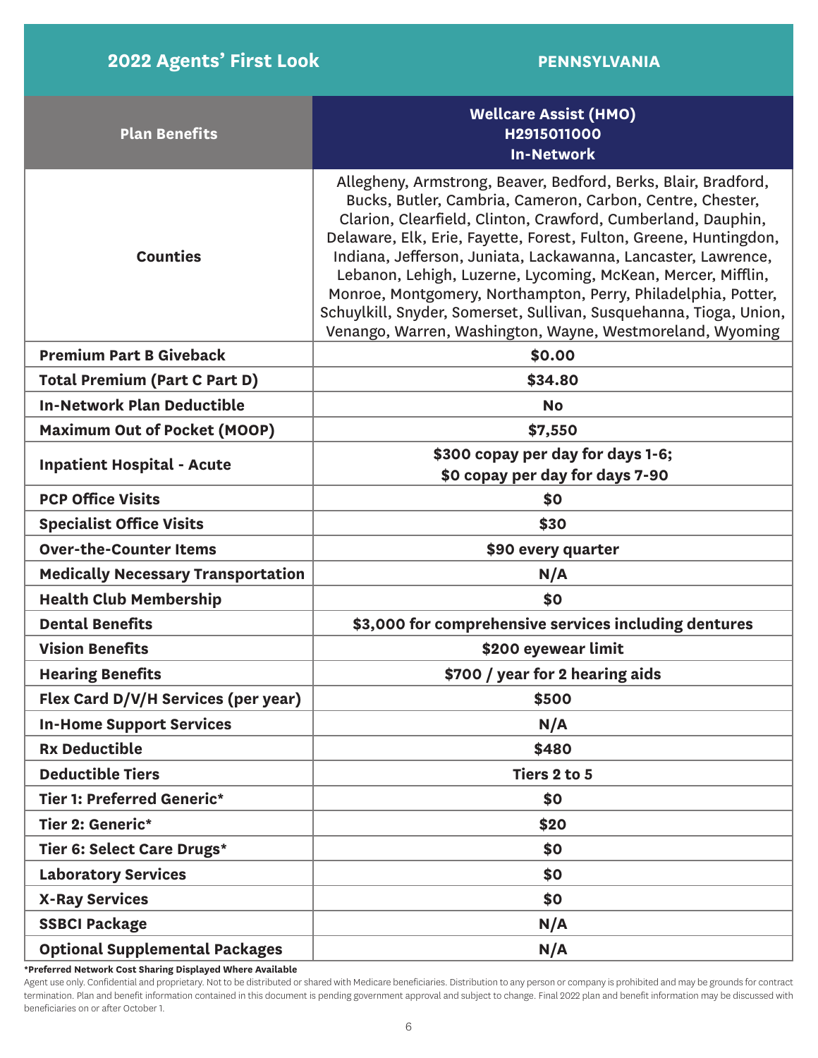## 2022 Agents' First Look

**PENNSYLVANIA**

| Plan Benefits | Wellcare Assist (HMO) H2915011000 In-Network |
|---|---|
| **Counties** | Allegheny, Armstrong, Beaver, Bedford, Berks, Blair, Bradford, Bucks, Butler, Cambria, Cameron, Carbon, Centre, Chester, Clarion, Clearfield, Clinton, Crawford, Cumberland, Dauphin, Delaware, Elk, Erie, Fayette, Forest, Fulton, Greene, Huntingdon, Indiana, Jefferson, Juniata, Lackawanna, Lancaster, Lawrence, Lebanon, Lehigh, Luzerne, Lycoming, McKean, Mercer, Mifflin, Monroe, Montgomery, Northampton, Perry, Philadelphia, Potter, Schuylkill, Snyder, Somerset, Sullivan, Susquehanna, Tioga, Union, Venango, Warren, Washington, Wayne, Westmoreland, Wyoming |
| **Premium Part B Giveback** | **$0.00** |
| **Total Premium (Part C Part D)** | **$34.80** |
| **In-Network Plan Deductible** | **No** |
| **Maximum Out of Pocket (MOOP)** | **$7,550** |
| **Inpatient Hospital - Acute** | **$300 copay per day for days 1-6; $0 copay per day for days 7-90** |
| **PCP Office Visits** | **$0** |
| **Specialist Office Visits** | **$30** |
| **Over-the-Counter Items** | **$90 every quarter** |
| **Medically Necessary Transportation** | **N/A** |
| **Health Club Membership** | **$0** |
| **Dental Benefits** | **$3,000 for comprehensive services including dentures** |
| **Vision Benefits** | **$200 eyewear limit** |
| **Hearing Benefits** | **$700 / year for 2 hearing aids** |
| **Flex Card D/V/H Services (per year)** | **$500** |
| **In-Home Support Services** | **N/A** |
| **Rx Deductible** | **$480** |
| **Deductible Tiers** | **Tiers 2 to 5** |
| **Tier 1: Preferred Generic*** | **$0** |
| **Tier 2: Generic*** | **$20** |
| **Tier 6: Select Care Drugs*** | **$0** |
| **Laboratory Services** | **$0** |
| **X-Ray Services** | **$0** |
| **SSBCI Package** | **N/A** |
| **Optional Supplemental Packages** | **N/A** |

**\*Preferred Network Cost Sharing Displayed Where Available**

Agent use only. Confidential and proprietary. Not to be distributed or shared with Medicare beneficiaries. Distribution to any person or company is prohibited and may be grounds for contract termination. Plan and benefit information contained in this document is pending government approval and subject to change. Final 2022 plan and benefit information may be discussed with beneficiaries on or after October 1.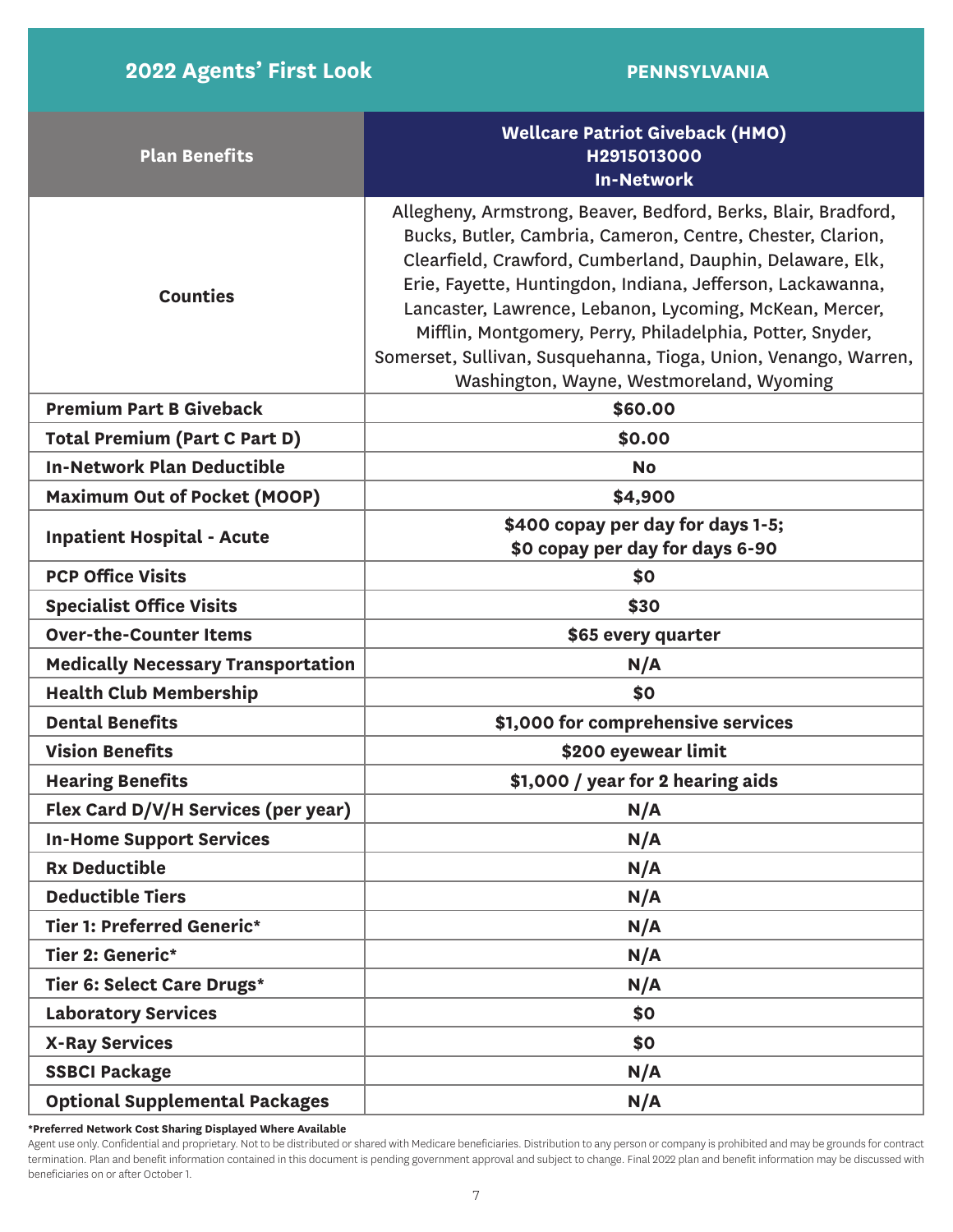## 2022 Agents' First Look — PENNSYLVANIA

| Plan Benefits | Wellcare Patriot Giveback (HMO) H2915013000 In-Network |
|---|---|
| **Counties** | Allegheny, Armstrong, Beaver, Bedford, Berks, Blair, Bradford, Bucks, Butler, Cambria, Cameron, Centre, Chester, Clarion, Clearfield, Crawford, Cumberland, Dauphin, Delaware, Elk, Erie, Fayette, Huntingdon, Indiana, Jefferson, Lackawanna, Lancaster, Lawrence, Lebanon, Lycoming, McKean, Mercer, Mifflin, Montgomery, Perry, Philadelphia, Potter, Snyder, Somerset, Sullivan, Susquehanna, Tioga, Union, Venango, Warren, Washington, Wayne, Westmoreland, Wyoming |
| **Premium Part B Giveback** | **$60.00** |
| **Total Premium (Part C Part D)** | **$0.00** |
| **In-Network Plan Deductible** | **No** |
| **Maximum Out of Pocket (MOOP)** | **$4,900** |
| **Inpatient Hospital - Acute** | **$400 copay per day for days 1-5; $0 copay per day for days 6-90** |
| **PCP Office Visits** | **$0** |
| **Specialist Office Visits** | **$30** |
| **Over-the-Counter Items** | **$65 every quarter** |
| **Medically Necessary Transportation** | **N/A** |
| **Health Club Membership** | **$0** |
| **Dental Benefits** | **$1,000 for comprehensive services** |
| **Vision Benefits** | **$200 eyewear limit** |
| **Hearing Benefits** | **$1,000 / year for 2 hearing aids** |
| **Flex Card D/V/H Services (per year)** | **N/A** |
| **In-Home Support Services** | **N/A** |
| **Rx Deductible** | **N/A** |
| **Deductible Tiers** | **N/A** |
| **Tier 1: Preferred Generic*** | **N/A** |
| **Tier 2: Generic*** | **N/A** |
| **Tier 6: Select Care Drugs*** | **N/A** |
| **Laboratory Services** | **$0** |
| **X-Ray Services** | **$0** |
| **SSBCI Package** | **N/A** |
| **Optional Supplemental Packages** | **N/A** |

**\*Preferred Network Cost Sharing Displayed Where Available**

Agent use only. Confidential and proprietary. Not to be distributed or shared with Medicare beneficiaries. Distribution to any person or company is prohibited and may be grounds for contract termination. Plan and benefit information contained in this document is pending government approval and subject to change. Final 2022 plan and benefit information may be discussed with beneficiaries on or after October 1.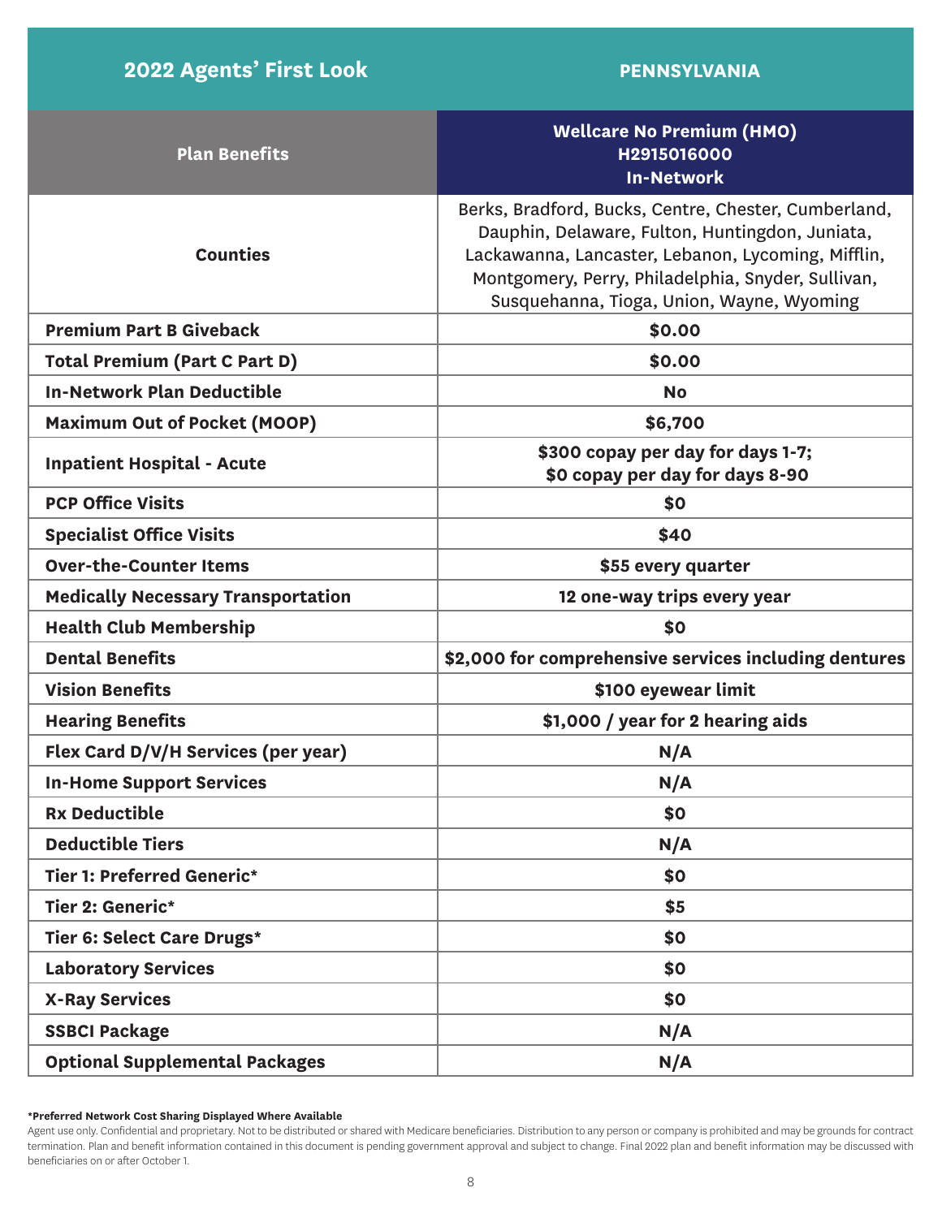| 2022 Agents' First Look | PENNSYLVANIA |
|---|---|
| **Plan Benefits** | **Wellcare No Premium (HMO) H2915016000 In-Network** |
| **Counties** | Berks, Bradford, Bucks, Centre, Chester, Cumberland, Dauphin, Delaware, Fulton, Huntingdon, Juniata, Lackawanna, Lancaster, Lebanon, Lycoming, Mifflin, Montgomery, Perry, Philadelphia, Snyder, Sullivan, Susquehanna, Tioga, Union, Wayne, Wyoming |
| **Premium Part B Giveback** | **$0.00** |
| **Total Premium (Part C Part D)** | **$0.00** |
| **In-Network Plan Deductible** | **No** |
| **Maximum Out of Pocket (MOOP)** | **$6,700** |
| **Inpatient Hospital - Acute** | **$300 copay per day for days 1-7; $0 copay per day for days 8-90** |
| **PCP Office Visits** | **$0** |
| **Specialist Office Visits** | **$40** |
| **Over-the-Counter Items** | **$55 every quarter** |
| **Medically Necessary Transportation** | **12 one-way trips every year** |
| **Health Club Membership** | **$0** |
| **Dental Benefits** | **$2,000 for comprehensive services including dentures** |
| **Vision Benefits** | **$100 eyewear limit** |
| **Hearing Benefits** | **$1,000 / year for 2 hearing aids** |
| **Flex Card D/V/H Services (per year)** | **N/A** |
| **In-Home Support Services** | **N/A** |
| **Rx Deductible** | **$0** |
| **Deductible Tiers** | **N/A** |
| **Tier 1: Preferred Generic*** | **$0** |
| **Tier 2: Generic*** | **$5** |
| **Tier 6: Select Care Drugs*** | **$0** |
| **Laboratory Services** | **$0** |
| **X-Ray Services** | **$0** |
| **SSBCI Package** | **N/A** |
| **Optional Supplemental Packages** | **N/A** |

***Preferred Network Cost Sharing Displayed Where Available**

Agent use only. Confidential and proprietary. Not to be distributed or shared with Medicare beneficiaries. Distribution to any person or company is prohibited and may be grounds for contract termination. Plan and benefit information contained in this document is pending government approval and subject to change. Final 2022 plan and benefit information may be discussed with beneficiaries on or after October 1.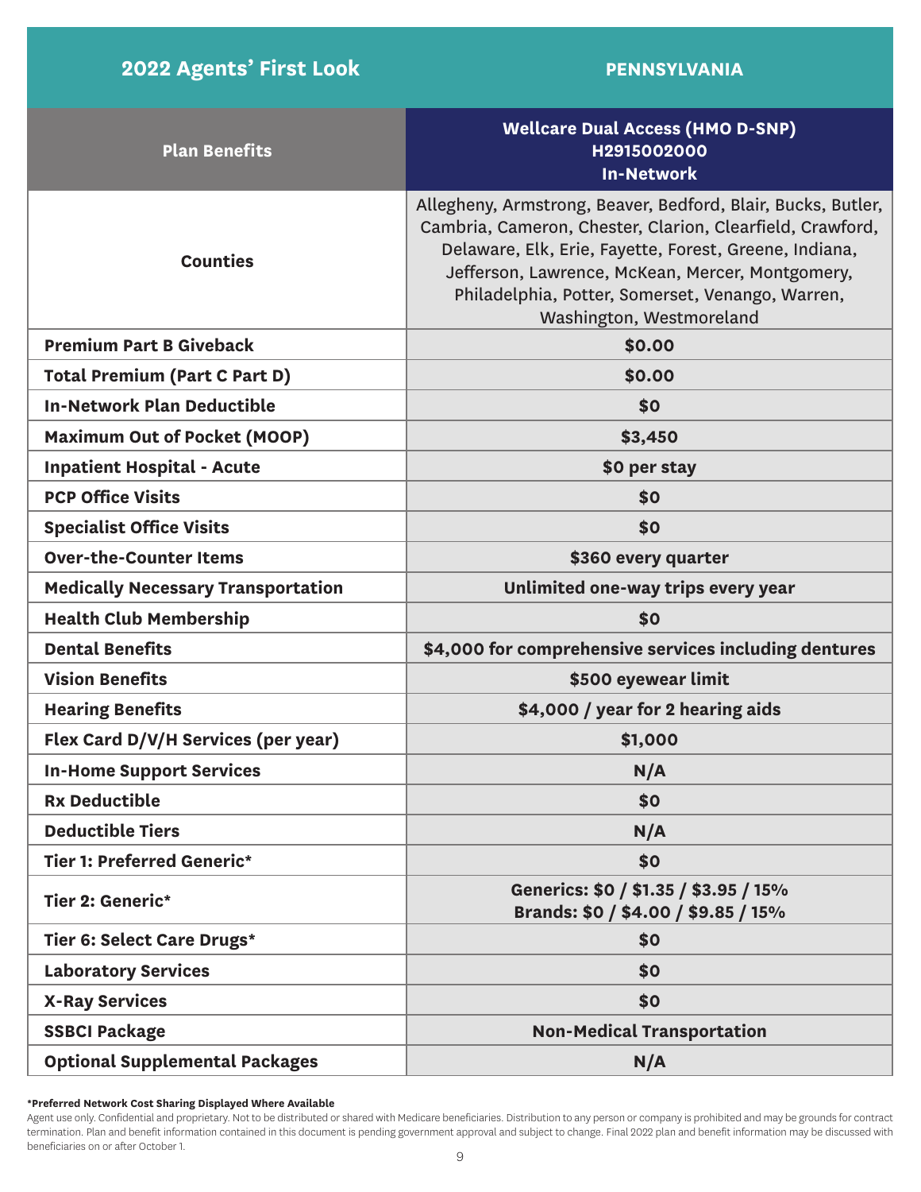| 2022 Agents' First Look | PENNSYLVANIA |
|---|---|
| **Plan Benefits** | **Wellcare Dual Access (HMO D-SNP) H2915002000 In-Network** |
| **Counties** | Allegheny, Armstrong, Beaver, Bedford, Blair, Bucks, Butler, Cambria, Cameron, Chester, Clarion, Clearfield, Crawford, Delaware, Elk, Erie, Fayette, Forest, Greene, Indiana, Jefferson, Lawrence, McKean, Mercer, Montgomery, Philadelphia, Potter, Somerset, Venango, Warren, Washington, Westmoreland |
| **Premium Part B Giveback** | **$0.00** |
| **Total Premium (Part C Part D)** | **$0.00** |
| **In-Network Plan Deductible** | **$0** |
| **Maximum Out of Pocket (MOOP)** | **$3,450** |
| **Inpatient Hospital - Acute** | **$0 per stay** |
| **PCP Office Visits** | **$0** |
| **Specialist Office Visits** | **$0** |
| **Over-the-Counter Items** | **$360 every quarter** |
| **Medically Necessary Transportation** | **Unlimited one-way trips every year** |
| **Health Club Membership** | **$0** |
| **Dental Benefits** | **$4,000 for comprehensive services including dentures** |
| **Vision Benefits** | **$500 eyewear limit** |
| **Hearing Benefits** | **$4,000 / year for 2 hearing aids** |
| **Flex Card D/V/H Services (per year)** | **$1,000** |
| **In-Home Support Services** | **N/A** |
| **Rx Deductible** | **$0** |
| **Deductible Tiers** | **N/A** |
| **Tier 1: Preferred Generic*** | **$0** |
| **Tier 2: Generic*** | **Generics: $0 / $1.35 / $3.95 / 15%**<br>**Brands: $0 / $4.00 / $9.85 / 15%** |
| **Tier 6: Select Care Drugs*** | **$0** |
| **Laboratory Services** | **$0** |
| **X-Ray Services** | **$0** |
| **SSBCI Package** | **Non-Medical Transportation** |
| **Optional Supplemental Packages** | **N/A** |

***Preferred Network Cost Sharing Displayed Where Available**

Agent use only. Confidential and proprietary. Not to be distributed or shared with Medicare beneficiaries. Distribution to any person or company is prohibited and may be grounds for contract termination. Plan and benefit information contained in this document is pending government approval and subject to change. Final 2022 plan and benefit information may be discussed with beneficiaries on or after October 1.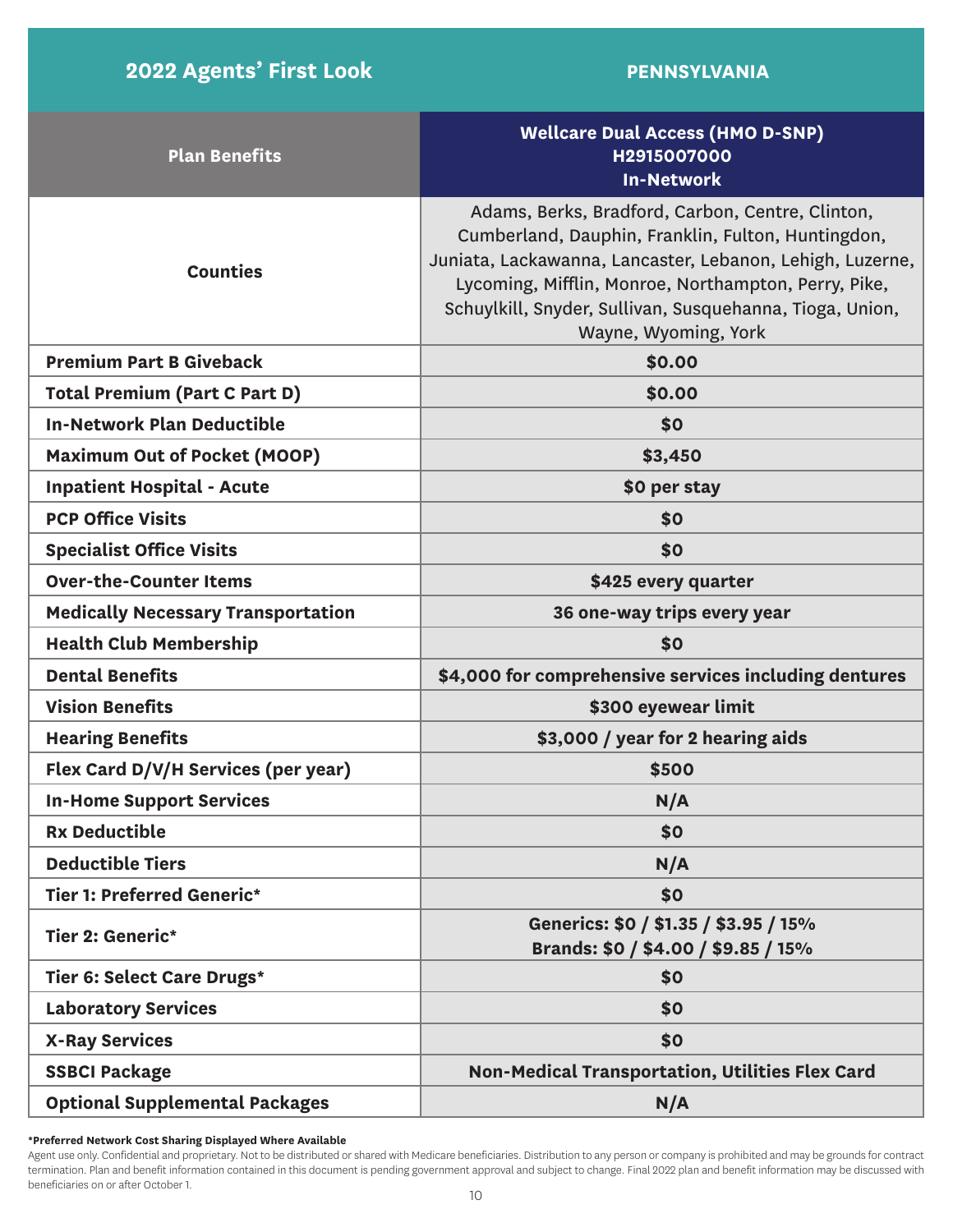| 2022 Agents' First Look | PENNSYLVANIA |
|---|---|
| **Plan Benefits** | **Wellcare Dual Access (HMO D-SNP) H2915007000 In-Network** |
| **Counties** | Adams, Berks, Bradford, Carbon, Centre, Clinton, Cumberland, Dauphin, Franklin, Fulton, Huntingdon, Juniata, Lackawanna, Lancaster, Lebanon, Lehigh, Luzerne, Lycoming, Mifflin, Monroe, Northampton, Perry, Pike, Schuylkill, Snyder, Sullivan, Susquehanna, Tioga, Union, Wayne, Wyoming, York |
| **Premium Part B Giveback** | **$0.00** |
| **Total Premium (Part C Part D)** | **$0.00** |
| **In-Network Plan Deductible** | **$0** |
| **Maximum Out of Pocket (MOOP)** | **$3,450** |
| **Inpatient Hospital - Acute** | **$0 per stay** |
| **PCP Office Visits** | **$0** |
| **Specialist Office Visits** | **$0** |
| **Over-the-Counter Items** | **$425 every quarter** |
| **Medically Necessary Transportation** | **36 one-way trips every year** |
| **Health Club Membership** | **$0** |
| **Dental Benefits** | **$4,000 for comprehensive services including dentures** |
| **Vision Benefits** | **$300 eyewear limit** |
| **Hearing Benefits** | **$3,000 / year for 2 hearing aids** |
| **Flex Card D/V/H Services (per year)** | **$500** |
| **In-Home Support Services** | **N/A** |
| **Rx Deductible** | **$0** |
| **Deductible Tiers** | **N/A** |
| **Tier 1: Preferred Generic*** | **$0** |
| **Tier 2: Generic*** | **Generics: $0 / $1.35 / $3.95 / 15%**<br>**Brands: $0 / $4.00 / $9.85 / 15%** |
| **Tier 6: Select Care Drugs*** | **$0** |
| **Laboratory Services** | **$0** |
| **X-Ray Services** | **$0** |
| **SSBCI Package** | **Non-Medical Transportation, Utilities Flex Card** |
| **Optional Supplemental Packages** | **N/A** |

**\*Preferred Network Cost Sharing Displayed Where Available**

Agent use only. Confidential and proprietary. Not to be distributed or shared with Medicare beneficiaries. Distribution to any person or company is prohibited and may be grounds for contract termination. Plan and benefit information contained in this document is pending government approval and subject to change. Final 2022 plan and benefit information may be discussed with beneficiaries on or after October 1.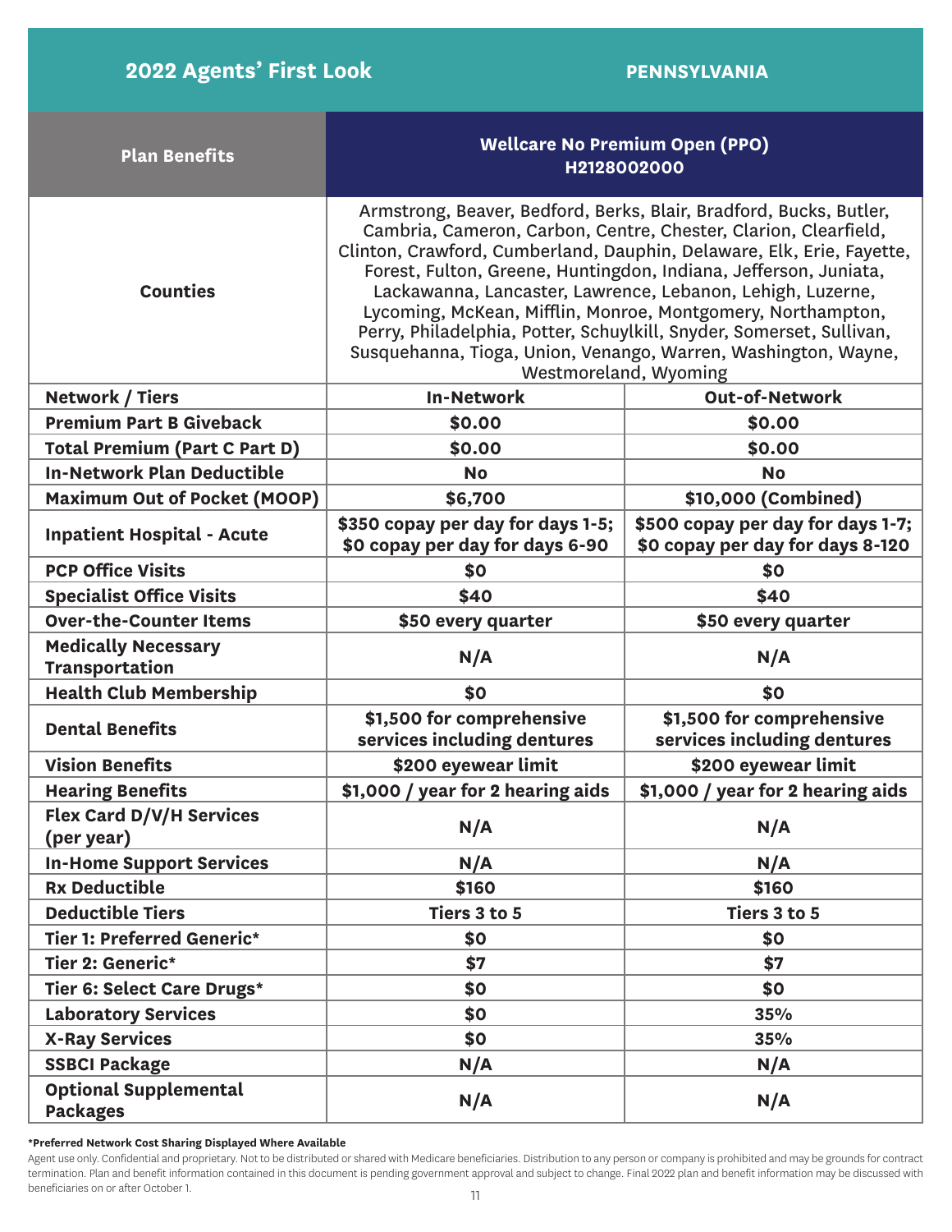## 2022 Agents' First Look — PENNSYLVANIA

| Plan Benefits | Wellcare No Premium Open (PPO) H2128002000 | |
|---|---|---|
| Counties | Armstrong, Beaver, Bedford, Berks, Blair, Bradford, Bucks, Butler, Cambria, Cameron, Carbon, Centre, Chester, Clarion, Clearfield, Clinton, Crawford, Cumberland, Dauphin, Delaware, Elk, Erie, Fayette, Forest, Fulton, Greene, Huntingdon, Indiana, Jefferson, Juniata, Lackawanna, Lancaster, Lawrence, Lebanon, Lehigh, Luzerne, Lycoming, McKean, Mifflin, Monroe, Montgomery, Northampton, Perry, Philadelphia, Potter, Schuylkill, Snyder, Somerset, Sullivan, Susquehanna, Tioga, Union, Venango, Warren, Washington, Wayne, Westmoreland, Wyoming | |
| **Network / Tiers** | **In-Network** | **Out-of-Network** |
| **Premium Part B Giveback** | $0.00 | $0.00 |
| **Total Premium (Part C Part D)** | $0.00 | $0.00 |
| **In-Network Plan Deductible** | No | No |
| **Maximum Out of Pocket (MOOP)** | $6,700 | $10,000 (Combined) |
| **Inpatient Hospital - Acute** | $350 copay per day for days 1-5; $0 copay per day for days 6-90 | $500 copay per day for days 1-7; $0 copay per day for days 8-120 |
| **PCP Office Visits** | $0 | $0 |
| **Specialist Office Visits** | $40 | $40 |
| **Over-the-Counter Items** | $50 every quarter | $50 every quarter |
| **Medically Necessary Transportation** | N/A | N/A |
| **Health Club Membership** | $0 | $0 |
| **Dental Benefits** | $1,500 for comprehensive services including dentures | $1,500 for comprehensive services including dentures |
| **Vision Benefits** | $200 eyewear limit | $200 eyewear limit |
| **Hearing Benefits** | $1,000 / year for 2 hearing aids | $1,000 / year for 2 hearing aids |
| **Flex Card D/V/H Services (per year)** | N/A | N/A |
| **In-Home Support Services** | N/A | N/A |
| **Rx Deductible** | $160 | $160 |
| **Deductible Tiers** | Tiers 3 to 5 | Tiers 3 to 5 |
| **Tier 1: Preferred Generic*** | $0 | $0 |
| **Tier 2: Generic*** | $7 | $7 |
| **Tier 6: Select Care Drugs*** | $0 | $0 |
| **Laboratory Services** | $0 | 35% |
| **X-Ray Services** | $0 | 35% |
| **SSBCI Package** | N/A | N/A |
| **Optional Supplemental Packages** | N/A | N/A |

**\*Preferred Network Cost Sharing Displayed Where Available**

Agent use only. Confidential and proprietary. Not to be distributed or shared with Medicare beneficiaries. Distribution to any person or company is prohibited and may be grounds for contract termination. Plan and benefit information contained in this document is pending government approval and subject to change. Final 2022 plan and benefit information may be discussed with beneficiaries on or after October 1.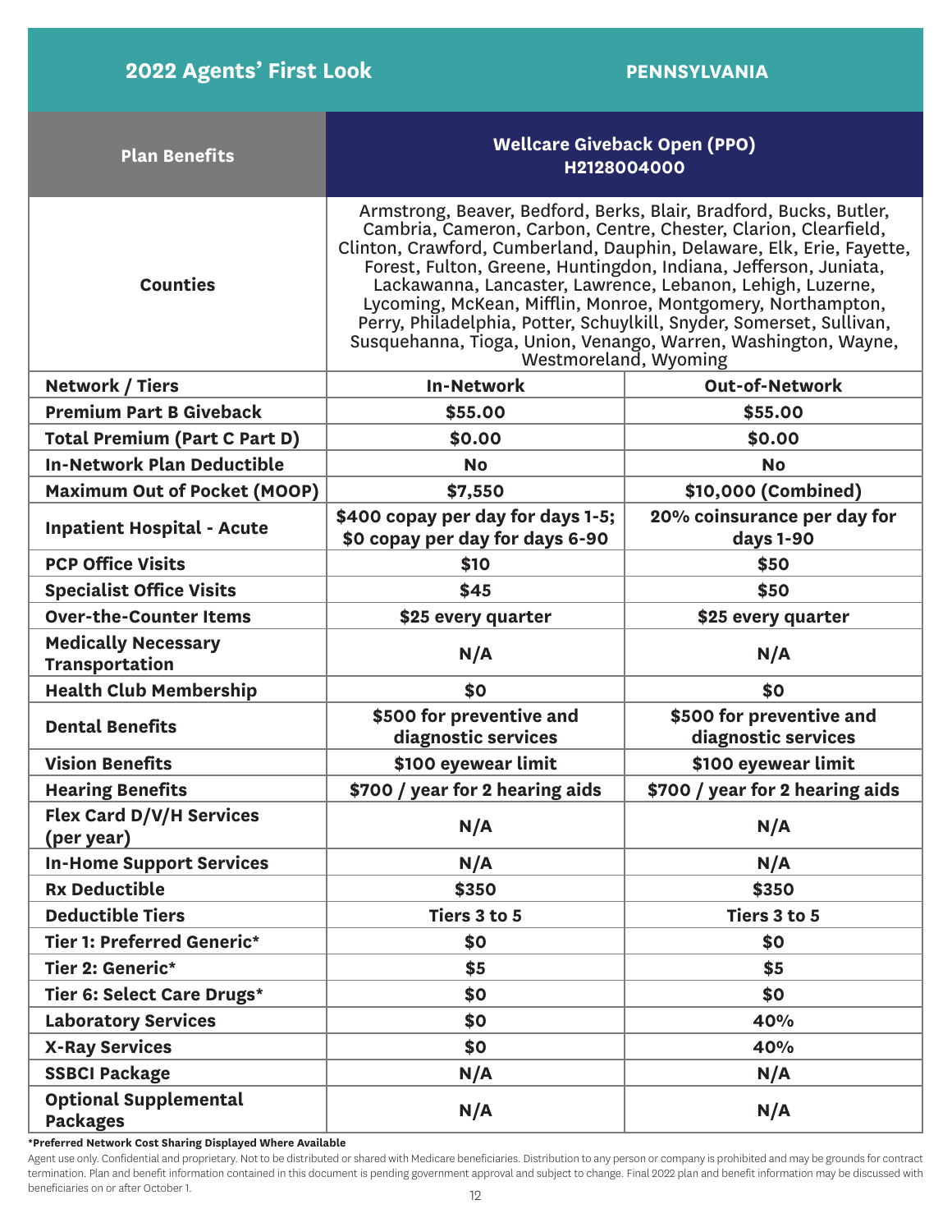**2022 Agents' First Look** | **PENNSYLVANIA**

| Plan Benefits | Wellcare Giveback Open (PPO) H2128004000 | |
|---|---|---|
| **Counties** | Armstrong, Beaver, Bedford, Berks, Blair, Bradford, Bucks, Butler, Cambria, Cameron, Carbon, Centre, Chester, Clarion, Clearfield, Clinton, Crawford, Cumberland, Dauphin, Delaware, Elk, Erie, Fayette, Forest, Fulton, Greene, Huntingdon, Indiana, Jefferson, Juniata, Lackawanna, Lancaster, Lawrence, Lebanon, Lehigh, Luzerne, Lycoming, McKean, Mifflin, Monroe, Montgomery, Northampton, Perry, Philadelphia, Potter, Schuylkill, Snyder, Somerset, Sullivan, Susquehanna, Tioga, Union, Venango, Warren, Washington, Wayne, Westmoreland, Wyoming | |
| **Network / Tiers** | **In-Network** | **Out-of-Network** |
| **Premium Part B Giveback** | $55.00 | $55.00 |
| **Total Premium (Part C Part D)** | $0.00 | $0.00 |
| **In-Network Plan Deductible** | No | No |
| **Maximum Out of Pocket (MOOP)** | $7,550 | $10,000 (Combined) |
| **Inpatient Hospital - Acute** | $400 copay per day for days 1-5; $0 copay per day for days 6-90 | 20% coinsurance per day for days 1-90 |
| **PCP Office Visits** | $10 | $50 |
| **Specialist Office Visits** | $45 | $50 |
| **Over-the-Counter Items** | $25 every quarter | $25 every quarter |
| **Medically Necessary Transportation** | N/A | N/A |
| **Health Club Membership** | $0 | $0 |
| **Dental Benefits** | $500 for preventive and diagnostic services | $500 for preventive and diagnostic services |
| **Vision Benefits** | $100 eyewear limit | $100 eyewear limit |
| **Hearing Benefits** | $700 / year for 2 hearing aids | $700 / year for 2 hearing aids |
| **Flex Card D/V/H Services (per year)** | N/A | N/A |
| **In-Home Support Services** | N/A | N/A |
| **Rx Deductible** | $350 | $350 |
| **Deductible Tiers** | Tiers 3 to 5 | Tiers 3 to 5 |
| **Tier 1: Preferred Generic*** | $0 | $0 |
| **Tier 2: Generic*** | $5 | $5 |
| **Tier 6: Select Care Drugs*** | $0 | $0 |
| **Laboratory Services** | $0 | 40% |
| **X-Ray Services** | $0 | 40% |
| **SSBCI Package** | N/A | N/A |
| **Optional Supplemental Packages** | N/A | N/A |

**\*Preferred Network Cost Sharing Displayed Where Available**

Agent use only. Confidential and proprietary. Not to be distributed or shared with Medicare beneficiaries. Distribution to any person or company is prohibited and may be grounds for contract termination. Plan and benefit information contained in this document is pending government approval and subject to change. Final 2022 plan and benefit information may be discussed with beneficiaries on or after October 1.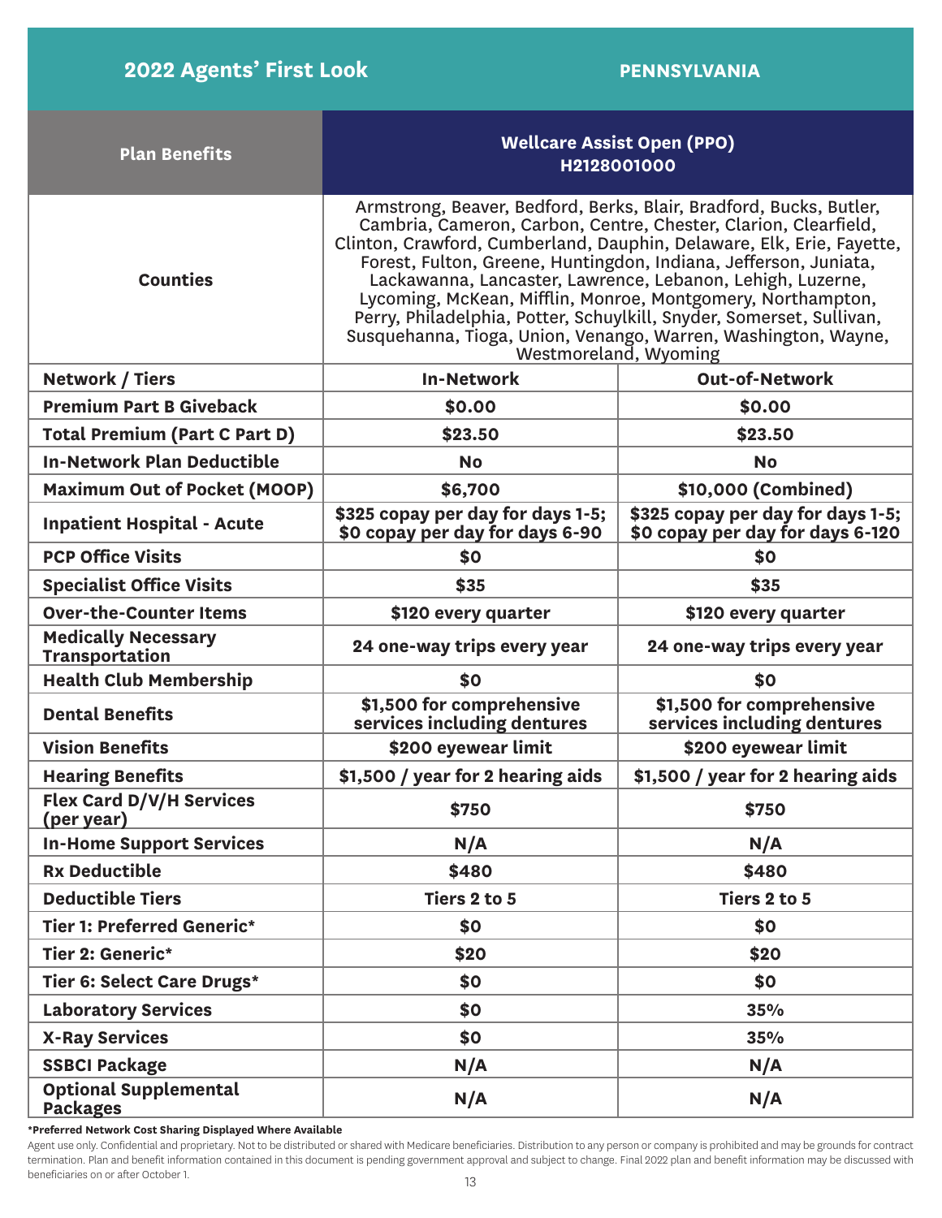## 2022 Agents' First Look

## PENNSYLVANIA

| Plan Benefits | Wellcare Assist Open (PPO) H2128001000 | |
|---|---|---|
| Counties | Armstrong, Beaver, Bedford, Berks, Blair, Bradford, Bucks, Butler, Cambria, Cameron, Carbon, Centre, Chester, Clarion, Clearfield, Clinton, Crawford, Cumberland, Dauphin, Delaware, Elk, Erie, Fayette, Forest, Fulton, Greene, Huntingdon, Indiana, Jefferson, Juniata, Lackawanna, Lancaster, Lawrence, Lebanon, Lehigh, Luzerne, Lycoming, McKean, Mifflin, Monroe, Montgomery, Northampton, Perry, Philadelphia, Potter, Schuylkill, Snyder, Somerset, Sullivan, Susquehanna, Tioga, Union, Venango, Warren, Washington, Wayne, Westmoreland, Wyoming | |
| **Network / Tiers** | **In-Network** | **Out-of-Network** |
| **Premium Part B Giveback** | $0.00 | $0.00 |
| **Total Premium (Part C Part D)** | $23.50 | $23.50 |
| **In-Network Plan Deductible** | No | No |
| **Maximum Out of Pocket (MOOP)** | $6,700 | $10,000 (Combined) |
| **Inpatient Hospital - Acute** | $325 copay per day for days 1-5; $0 copay per day for days 6-90 | $325 copay per day for days 1-5; $0 copay per day for days 6-120 |
| **PCP Office Visits** | $0 | $0 |
| **Specialist Office Visits** | $35 | $35 |
| **Over-the-Counter Items** | $120 every quarter | $120 every quarter |
| **Medically Necessary Transportation** | 24 one-way trips every year | 24 one-way trips every year |
| **Health Club Membership** | $0 | $0 |
| **Dental Benefits** | $1,500 for comprehensive services including dentures | $1,500 for comprehensive services including dentures |
| **Vision Benefits** | $200 eyewear limit | $200 eyewear limit |
| **Hearing Benefits** | $1,500 / year for 2 hearing aids | $1,500 / year for 2 hearing aids |
| **Flex Card D/V/H Services (per year)** | $750 | $750 |
| **In-Home Support Services** | N/A | N/A |
| **Rx Deductible** | $480 | $480 |
| **Deductible Tiers** | Tiers 2 to 5 | Tiers 2 to 5 |
| **Tier 1: Preferred Generic*** | $0 | $0 |
| **Tier 2: Generic*** | $20 | $20 |
| **Tier 6: Select Care Drugs*** | $0 | $0 |
| **Laboratory Services** | $0 | 35% |
| **X-Ray Services** | $0 | 35% |
| **SSBCI Package** | N/A | N/A |
| **Optional Supplemental Packages** | N/A | N/A |

**\*Preferred Network Cost Sharing Displayed Where Available**

Agent use only. Confidential and proprietary. Not to be distributed or shared with Medicare beneficiaries. Distribution to any person or company is prohibited and may be grounds for contract termination. Plan and benefit information contained in this document is pending government approval and subject to change. Final 2022 plan and benefit information may be discussed with beneficiaries on or after October 1.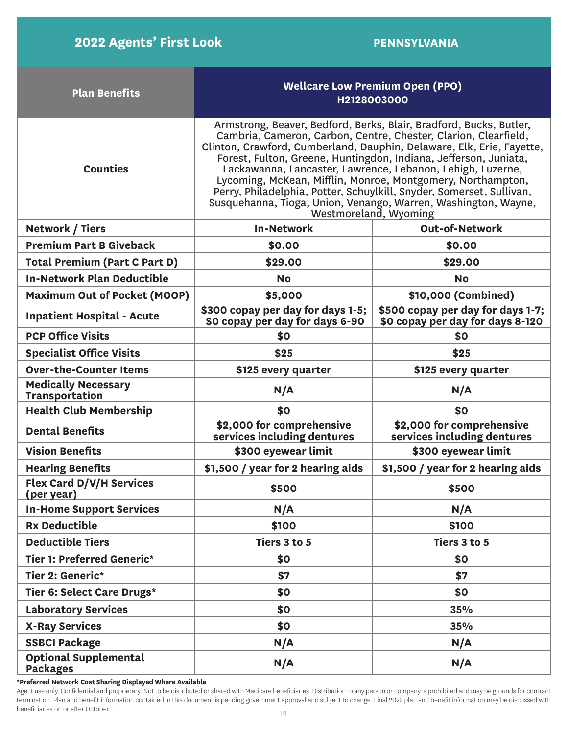## 2022 Agents' First Look

**PENNSYLVANIA**

| Plan Benefits | Wellcare Low Premium Open (PPO) H2128003000 | |
|---|---|---|
| Counties | Armstrong, Beaver, Bedford, Berks, Blair, Bradford, Bucks, Butler, Cambria, Cameron, Carbon, Centre, Chester, Clarion, Clearfield, Clinton, Crawford, Cumberland, Dauphin, Delaware, Elk, Erie, Fayette, Forest, Fulton, Greene, Huntingdon, Indiana, Jefferson, Juniata, Lackawanna, Lancaster, Lawrence, Lebanon, Lehigh, Luzerne, Lycoming, McKean, Mifflin, Monroe, Montgomery, Northampton, Perry, Philadelphia, Potter, Schuylkill, Snyder, Somerset, Sullivan, Susquehanna, Tioga, Union, Venango, Warren, Washington, Wayne, Westmoreland, Wyoming | |
| Network / Tiers | In-Network | Out-of-Network |
| Premium Part B Giveback | $0.00 | $0.00 |
| Total Premium (Part C Part D) | $29.00 | $29.00 |
| In-Network Plan Deductible | No | No |
| Maximum Out of Pocket (MOOP) | $5,000 | $10,000 (Combined) |
| Inpatient Hospital - Acute | $300 copay per day for days 1-5; $0 copay per day for days 6-90 | $500 copay per day for days 1-7; $0 copay per day for days 8-120 |
| PCP Office Visits | $0 | $0 |
| Specialist Office Visits | $25 | $25 |
| Over-the-Counter Items | $125 every quarter | $125 every quarter |
| Medically Necessary Transportation | N/A | N/A |
| Health Club Membership | $0 | $0 |
| Dental Benefits | $2,000 for comprehensive services including dentures | $2,000 for comprehensive services including dentures |
| Vision Benefits | $300 eyewear limit | $300 eyewear limit |
| Hearing Benefits | $1,500 / year for 2 hearing aids | $1,500 / year for 2 hearing aids |
| Flex Card D/V/H Services (per year) | $500 | $500 |
| In-Home Support Services | N/A | N/A |
| Rx Deductible | $100 | $100 |
| Deductible Tiers | Tiers 3 to 5 | Tiers 3 to 5 |
| Tier 1: Preferred Generic* | $0 | $0 |
| Tier 2: Generic* | $7 | $7 |
| Tier 6: Select Care Drugs* | $0 | $0 |
| Laboratory Services | $0 | 35% |
| X-Ray Services | $0 | 35% |
| SSBCI Package | N/A | N/A |
| Optional Supplemental Packages | N/A | N/A |

**\*Preferred Network Cost Sharing Displayed Where Available**

Agent use only. Confidential and proprietary. Not to be distributed or shared with Medicare beneficiaries. Distribution to any person or company is prohibited and may be grounds for contract termination. Plan and benefit information contained in this document is pending government approval and subject to change. Final 2022 plan and benefit information may be discussed with beneficiaries on or after October 1.